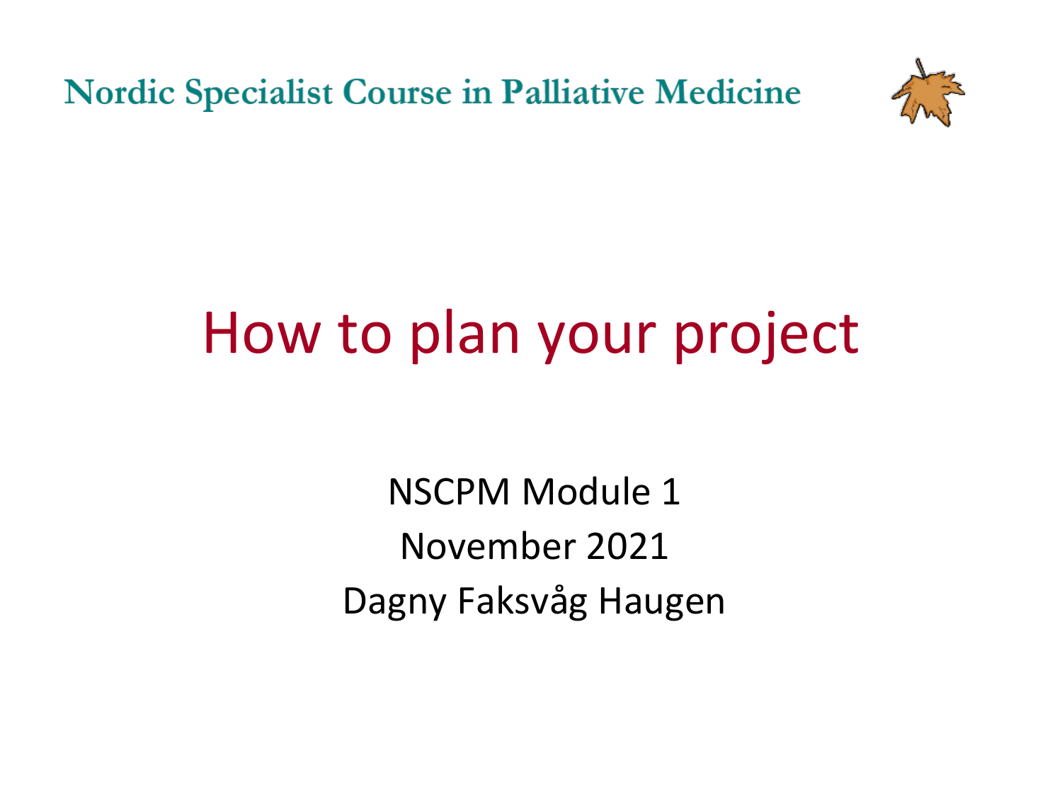Nordic Specialist Course in Palliative Medicine

# How to plan your project

NSCPM Module 1

November 2021

Dagny Faksvåg Haugen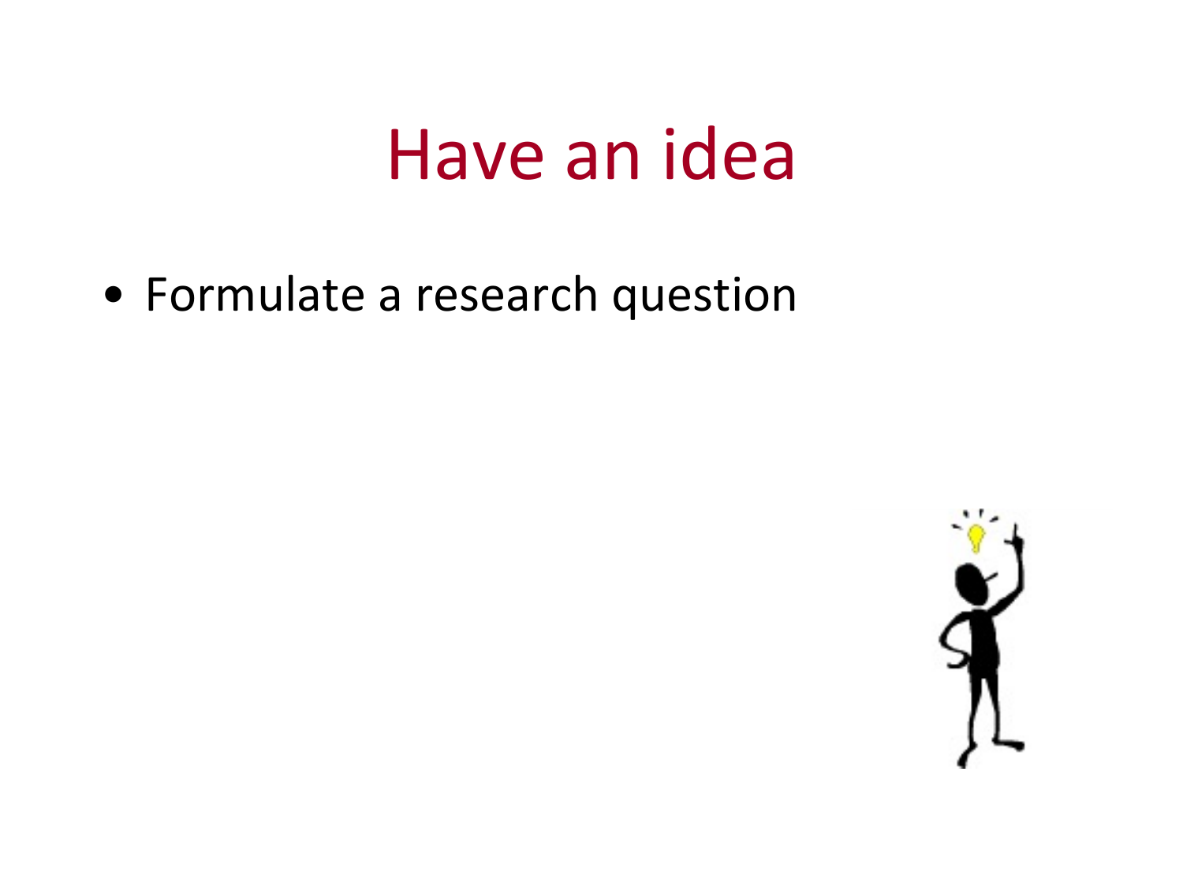# Have an idea

- Formulate a research question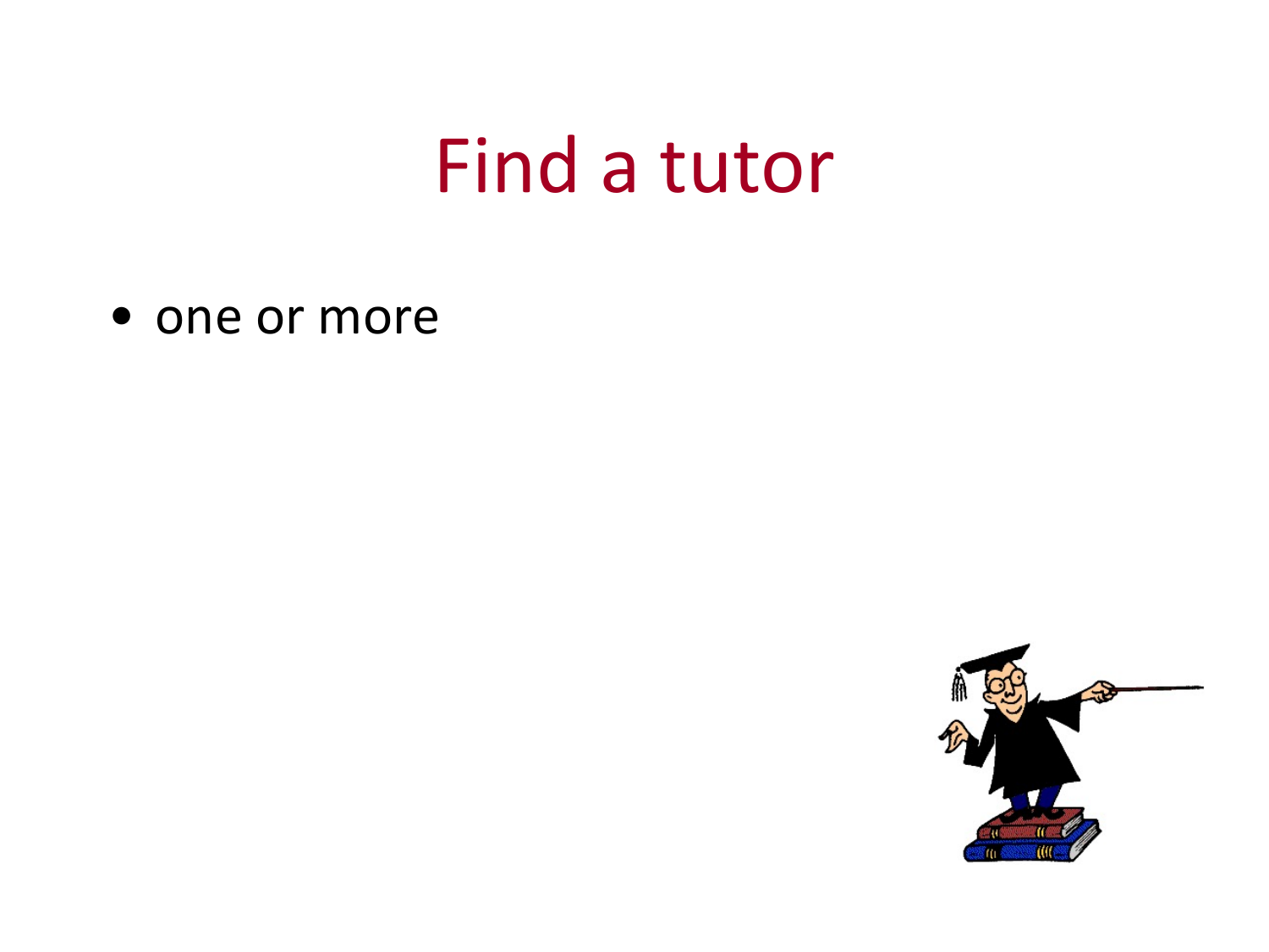# Find a tutor

- one or more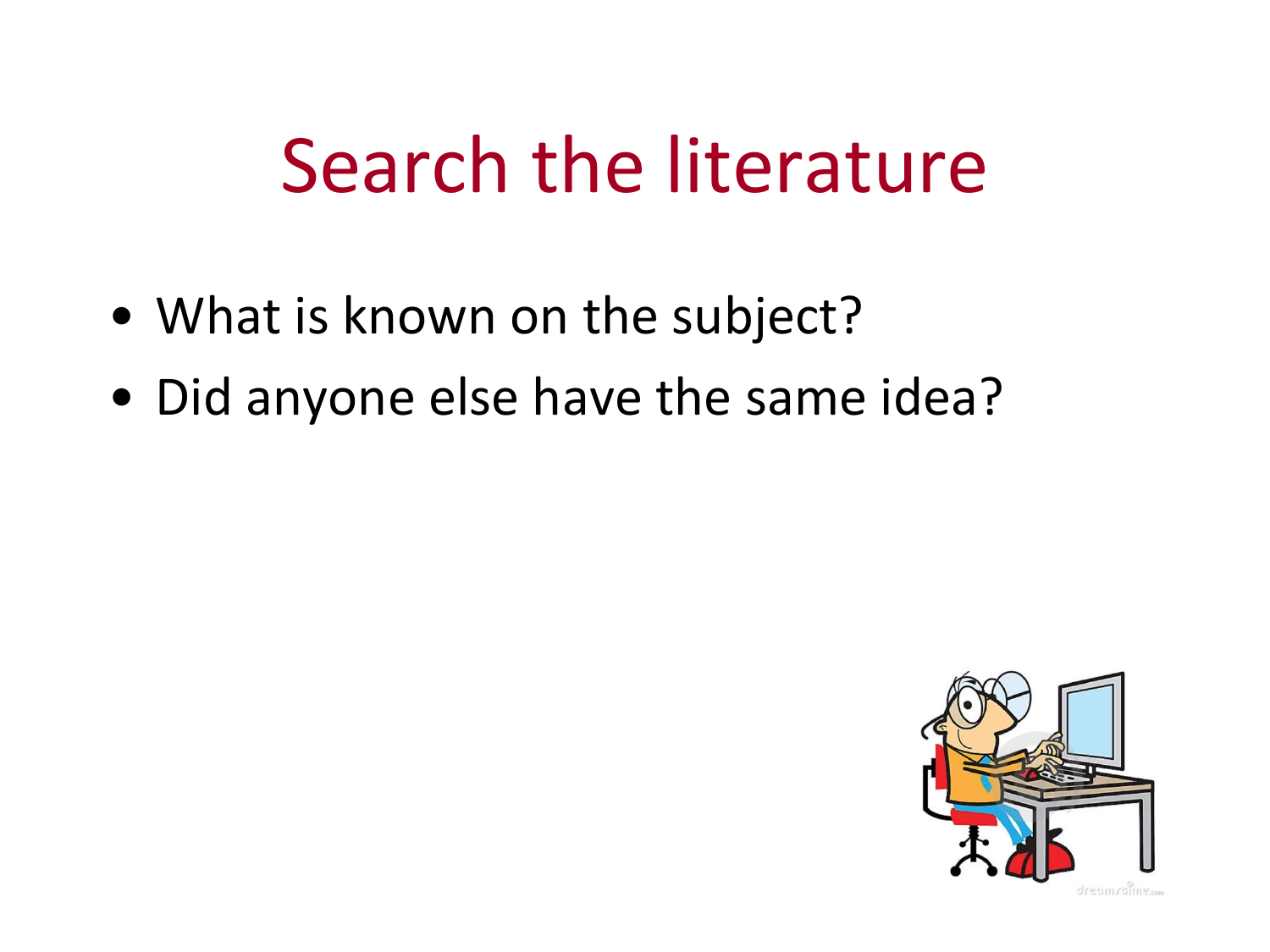# Search the literature

- What is known on the subject?
- Did anyone else have the same idea?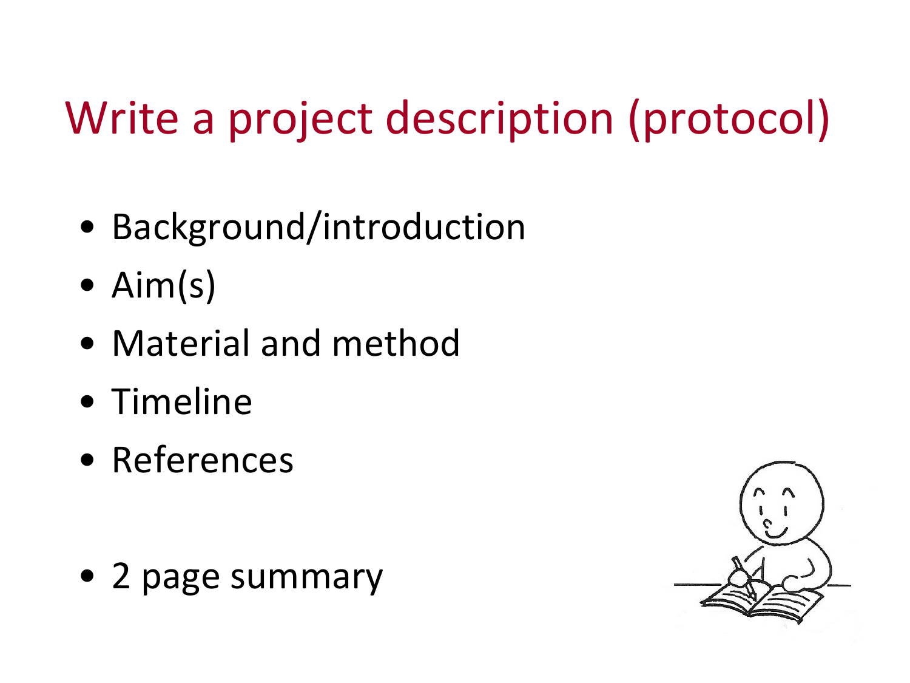# Write a project description (protocol)

- Background/introduction
- Aim(s)
- Material and method
- Timeline
- References

- 2 page summary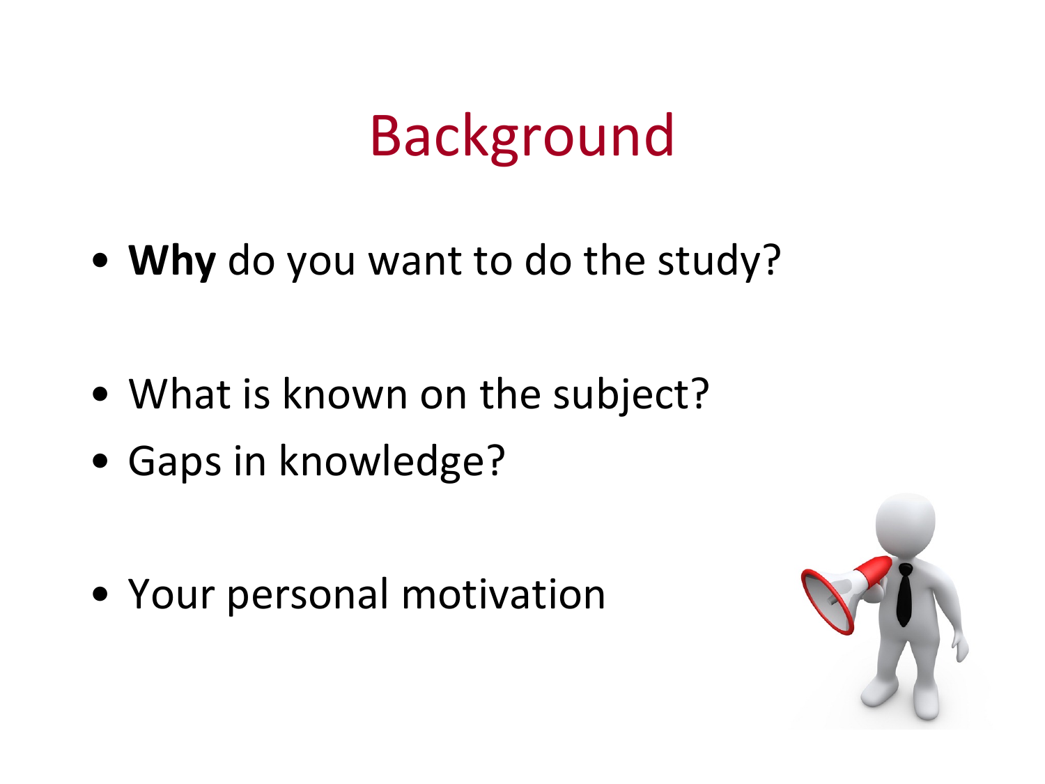# Background

- **Why** do you want to do the study?

- What is known on the subject?
- Gaps in knowledge?

- Your personal motivation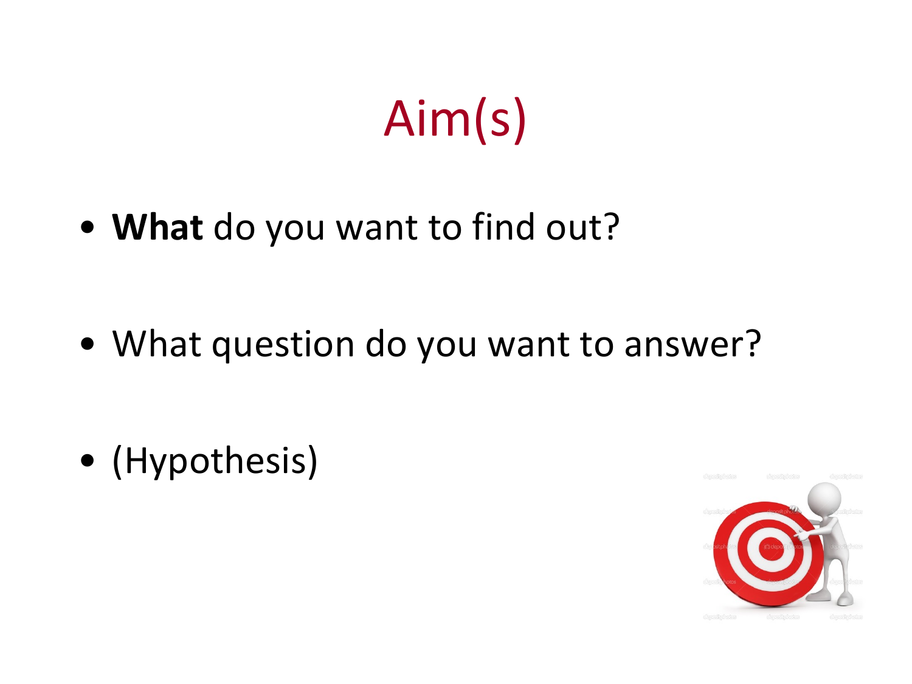# Aim(s)

- **What** do you want to find out?
- What question do you want to answer?
- (Hypothesis)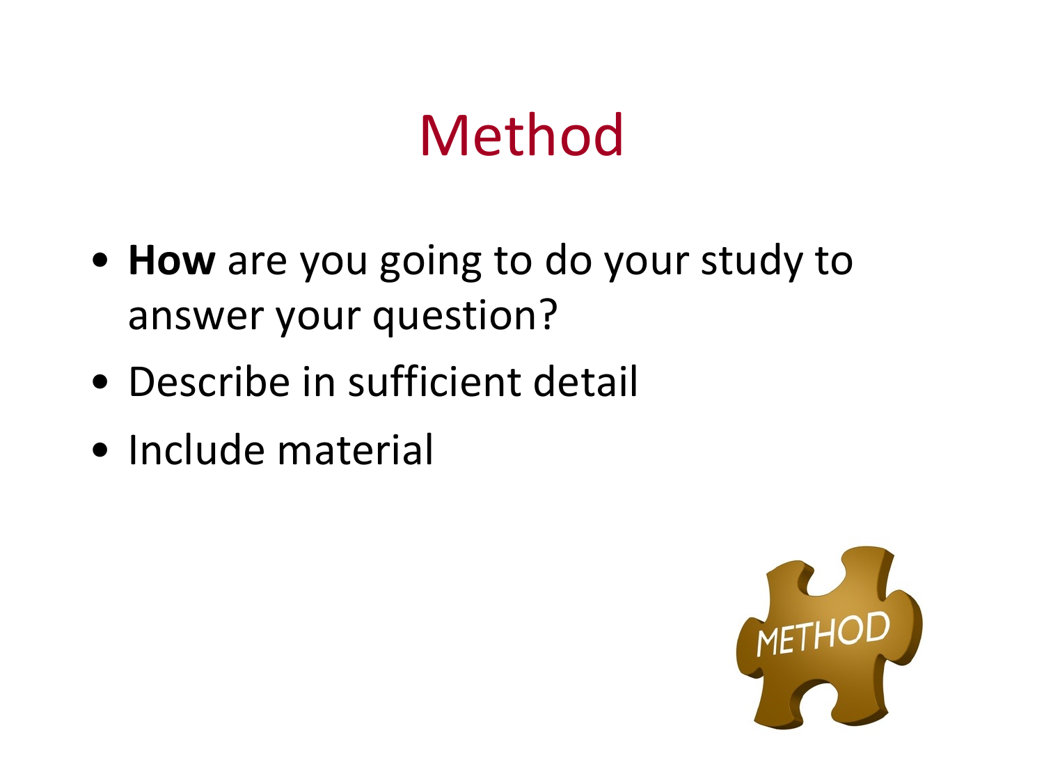# Method

- **How** are you going to do your study to answer your question?
- Describe in sufficient detail
- Include material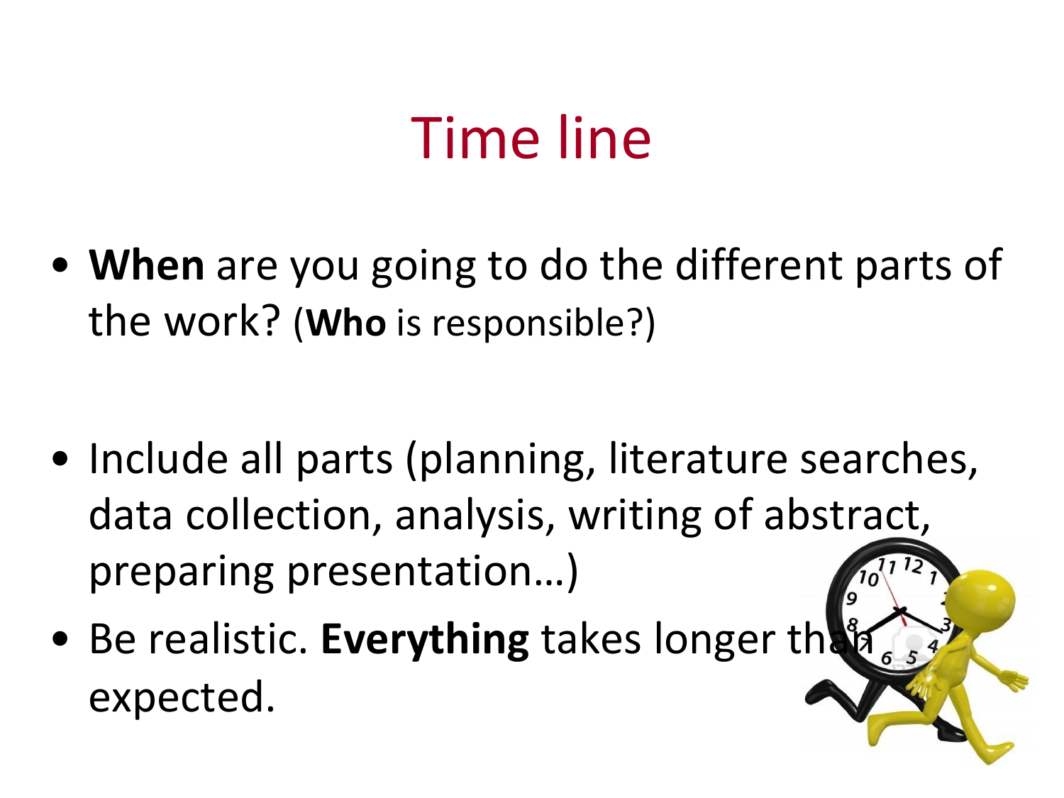# Time line

- **When** are you going to do the different parts of the work? (**Who** is responsible?)

- Include all parts (planning, literature searches, data collection, analysis, writing of abstract, preparing presentation…)
- Be realistic. **Everything** takes longer than expected.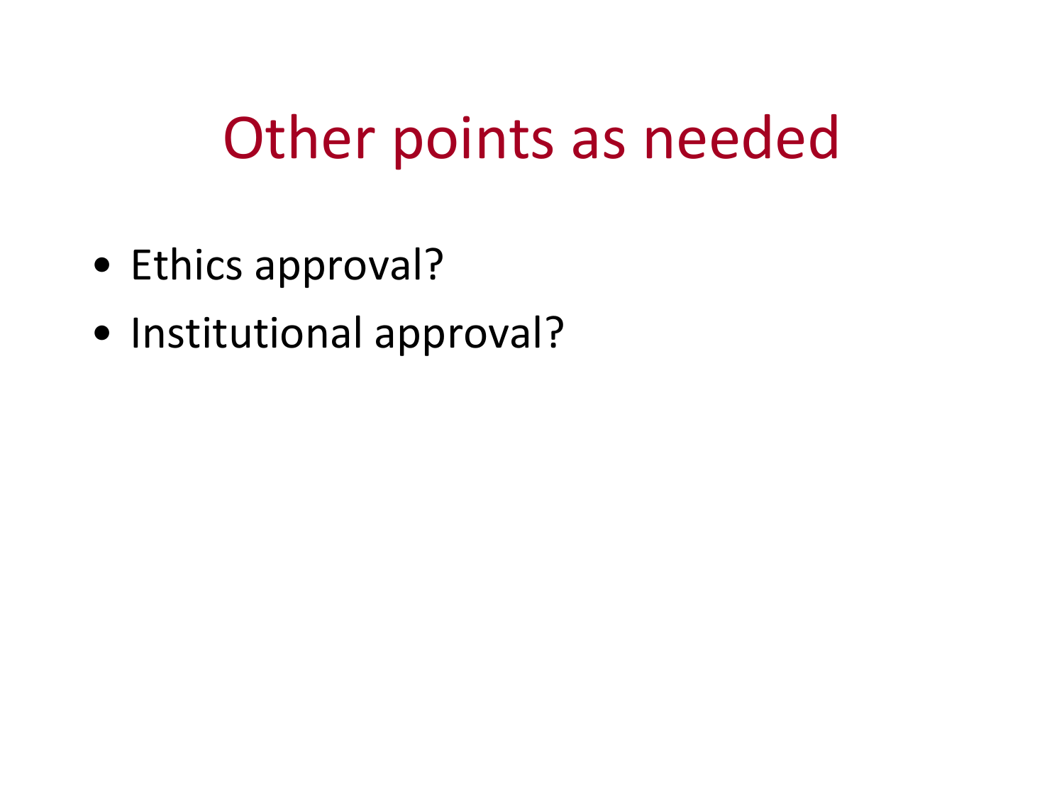# Other points as needed

- Ethics approval?
- Institutional approval?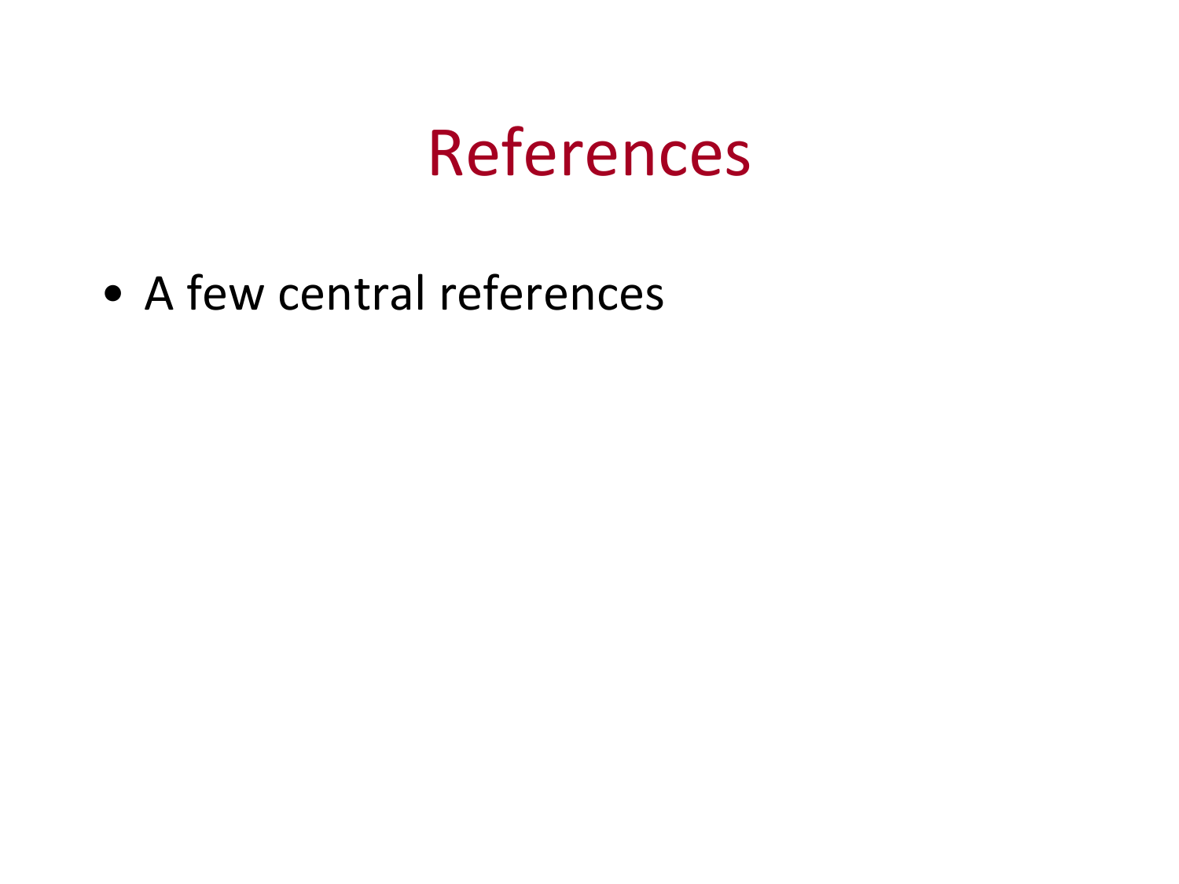# References

- A few central references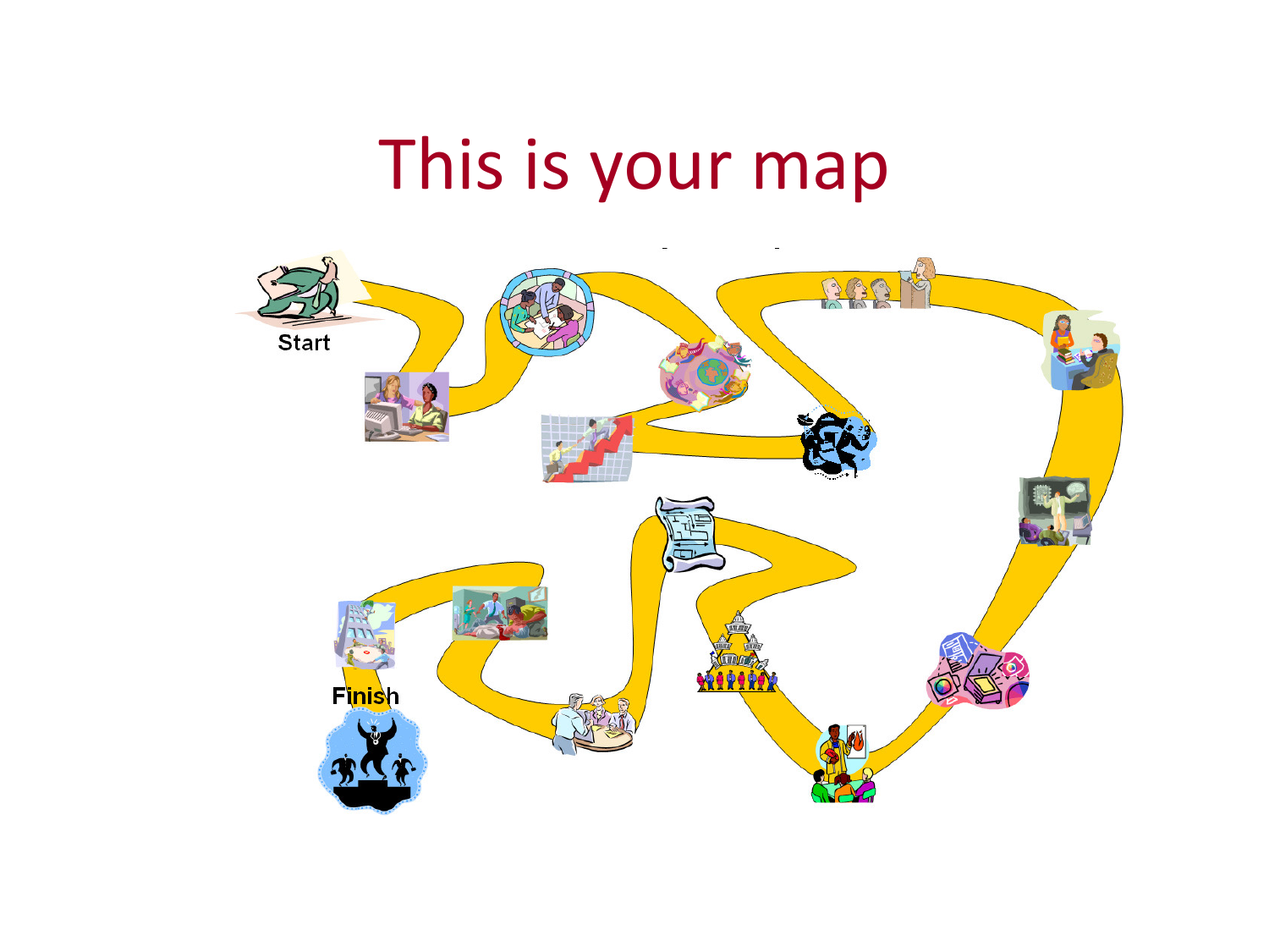# This is your map

Start

Finish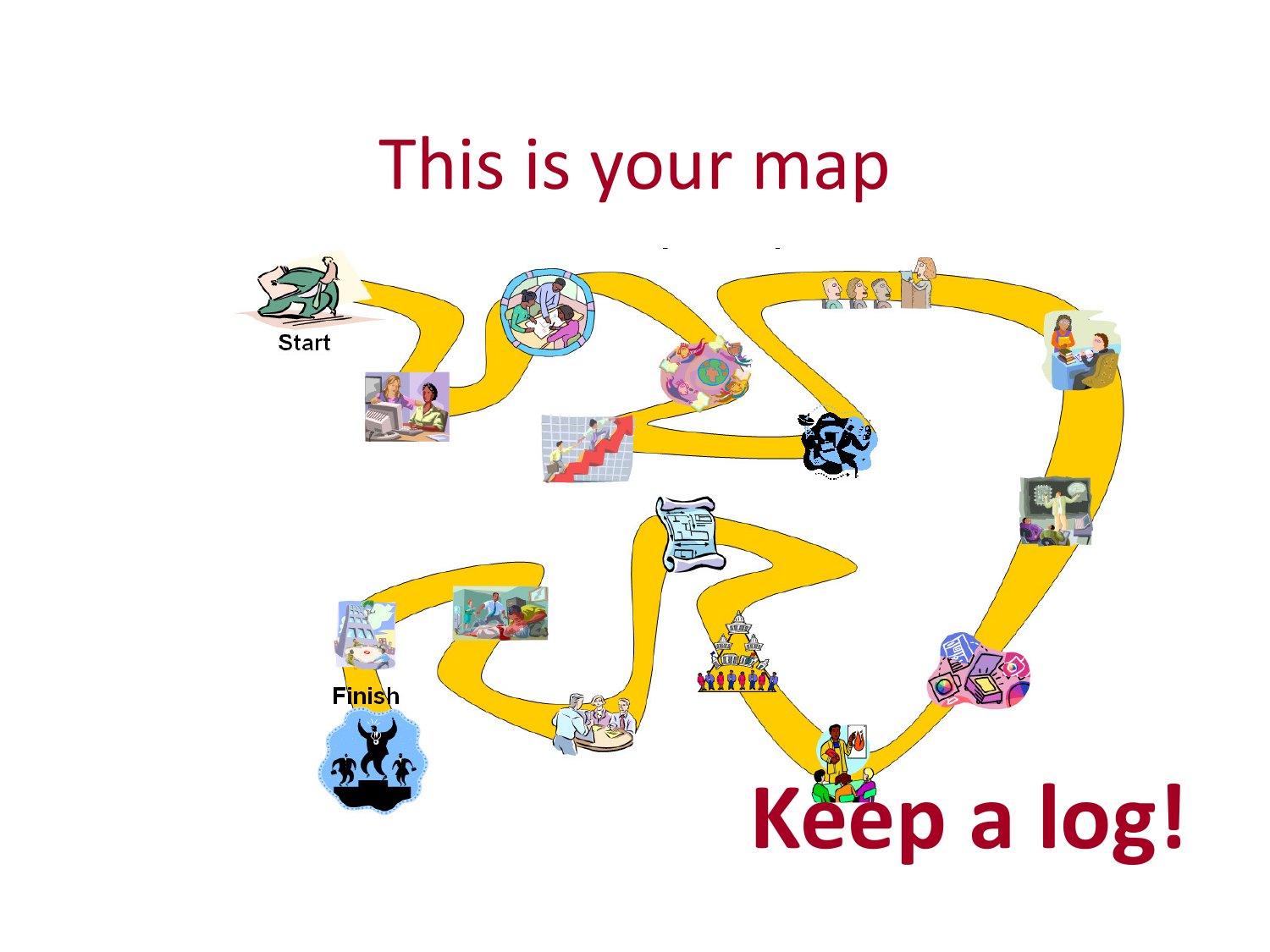# This is your map

Start

Finish

**Keep a log!**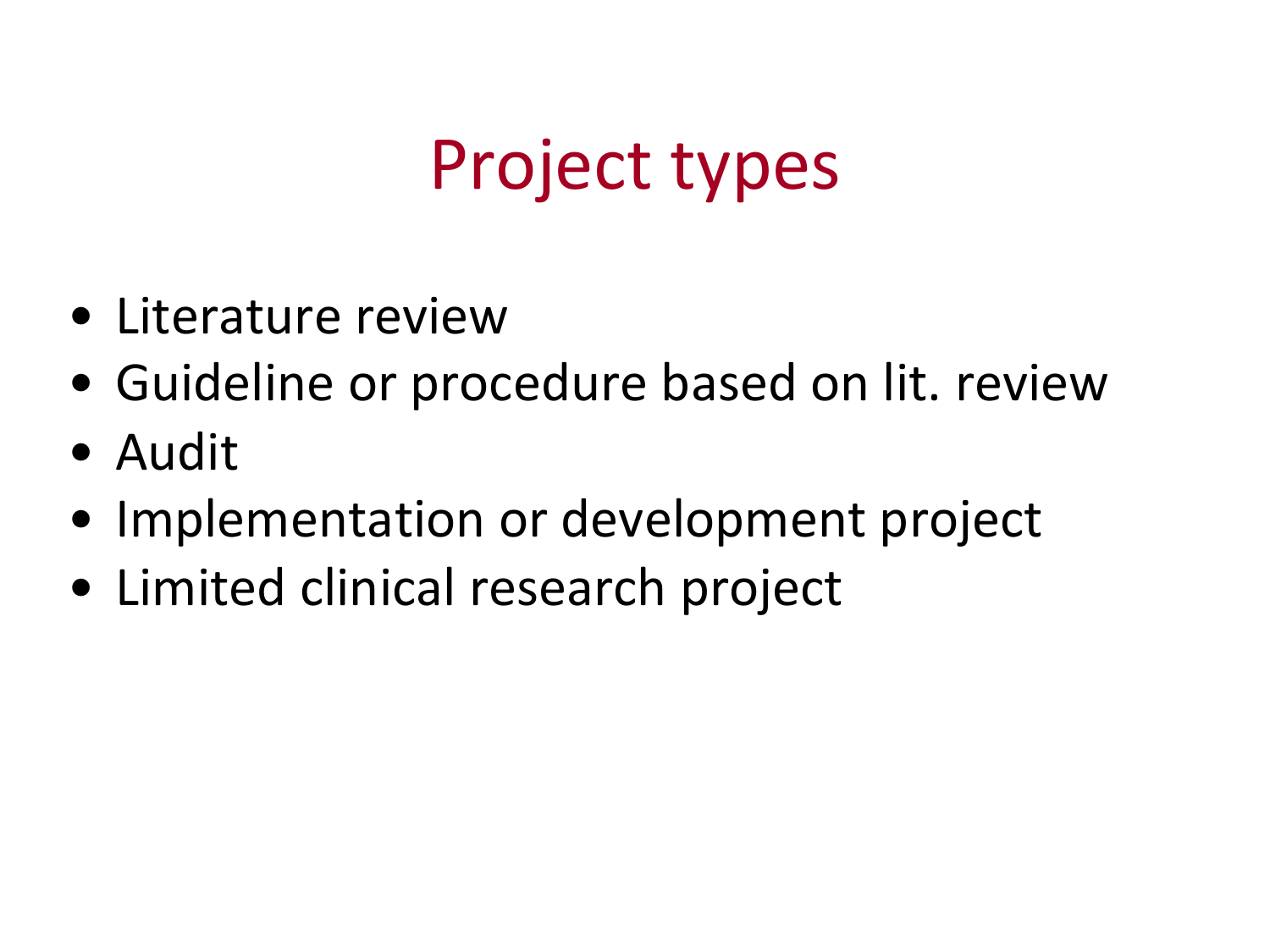# Project types

- Literature review
- Guideline or procedure based on lit. review
- Audit
- Implementation or development project
- Limited clinical research project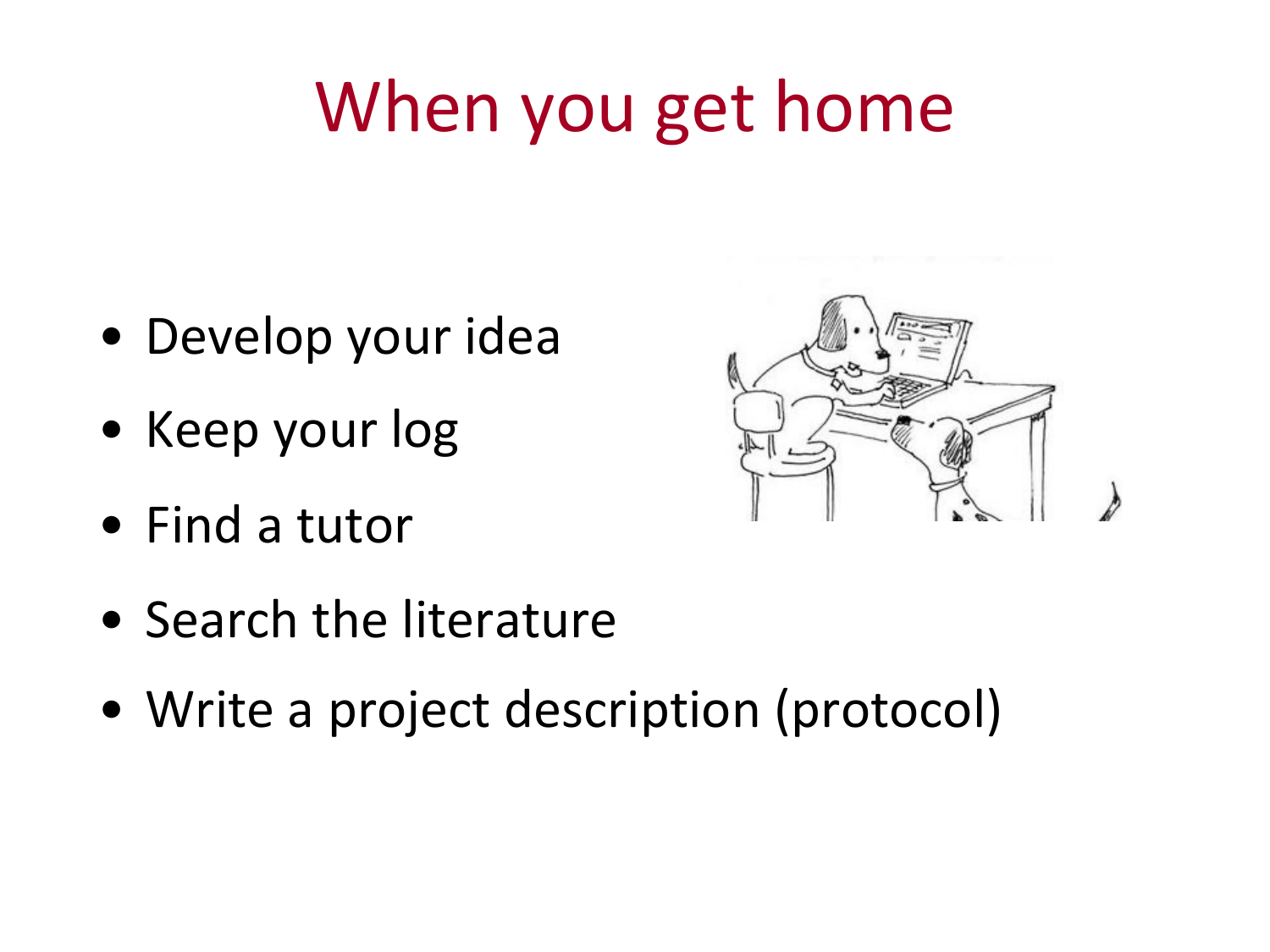# When you get home

- Develop your idea
- Keep your log
- Find a tutor
- Search the literature
- Write a project description (protocol)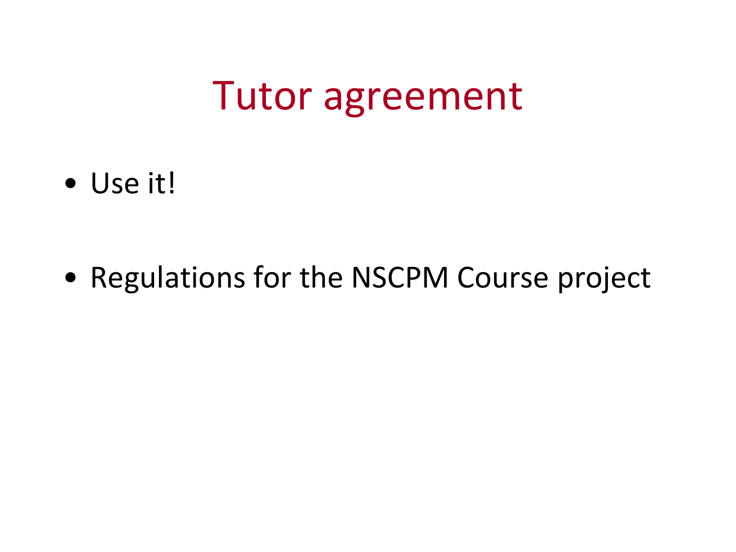# Tutor agreement

- Use it!
- Regulations for the NSCPM Course project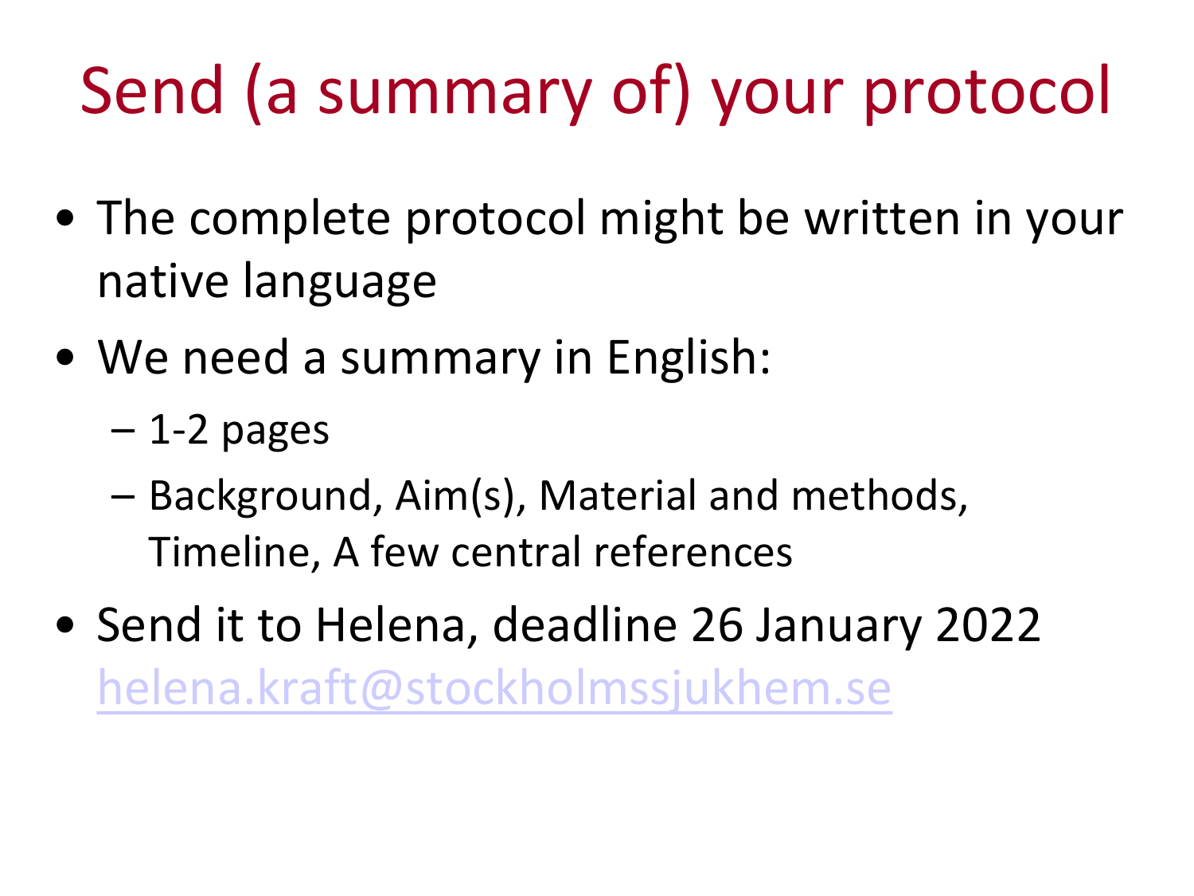# Send (a summary of) your protocol

- The complete protocol might be written in your native language
- We need a summary in English:
  - 1-2 pages
  - Background, Aim(s), Material and methods, Timeline, A few central references
- Send it to Helena, deadline 26 January 2022
  helena.kraft@stockholmssjukhem.se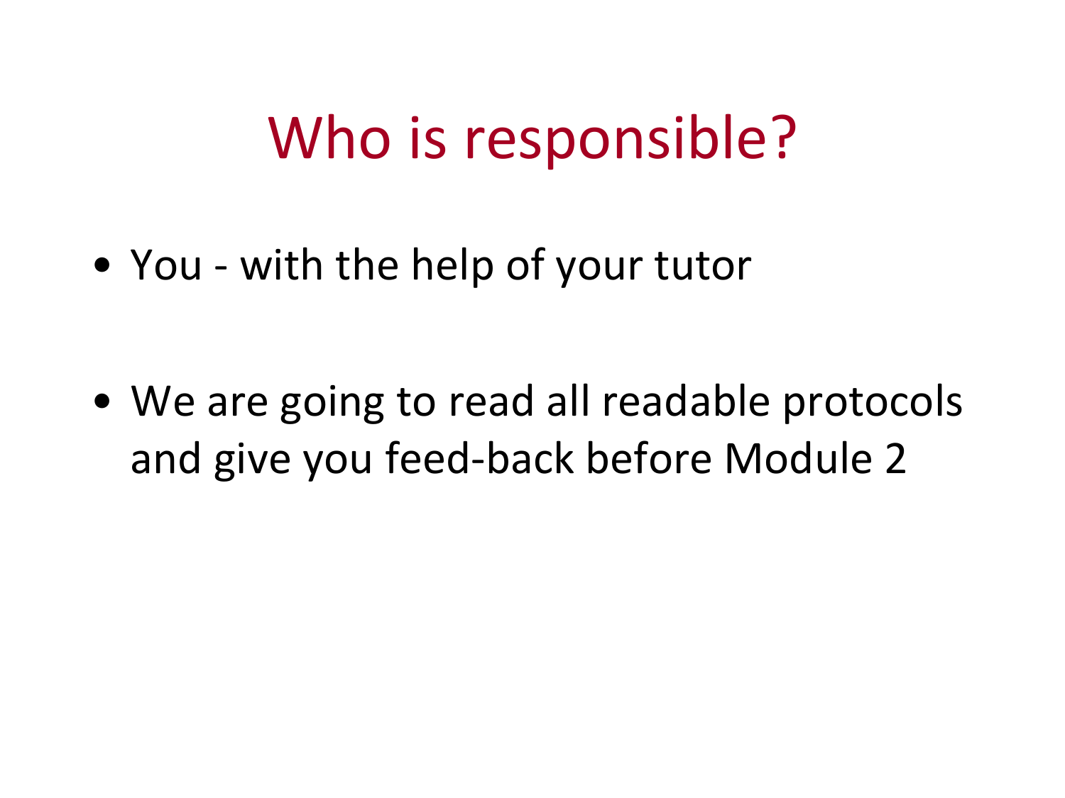# Who is responsible?

- You - with the help of your tutor

- We are going to read all readable protocols and give you feed-back before Module 2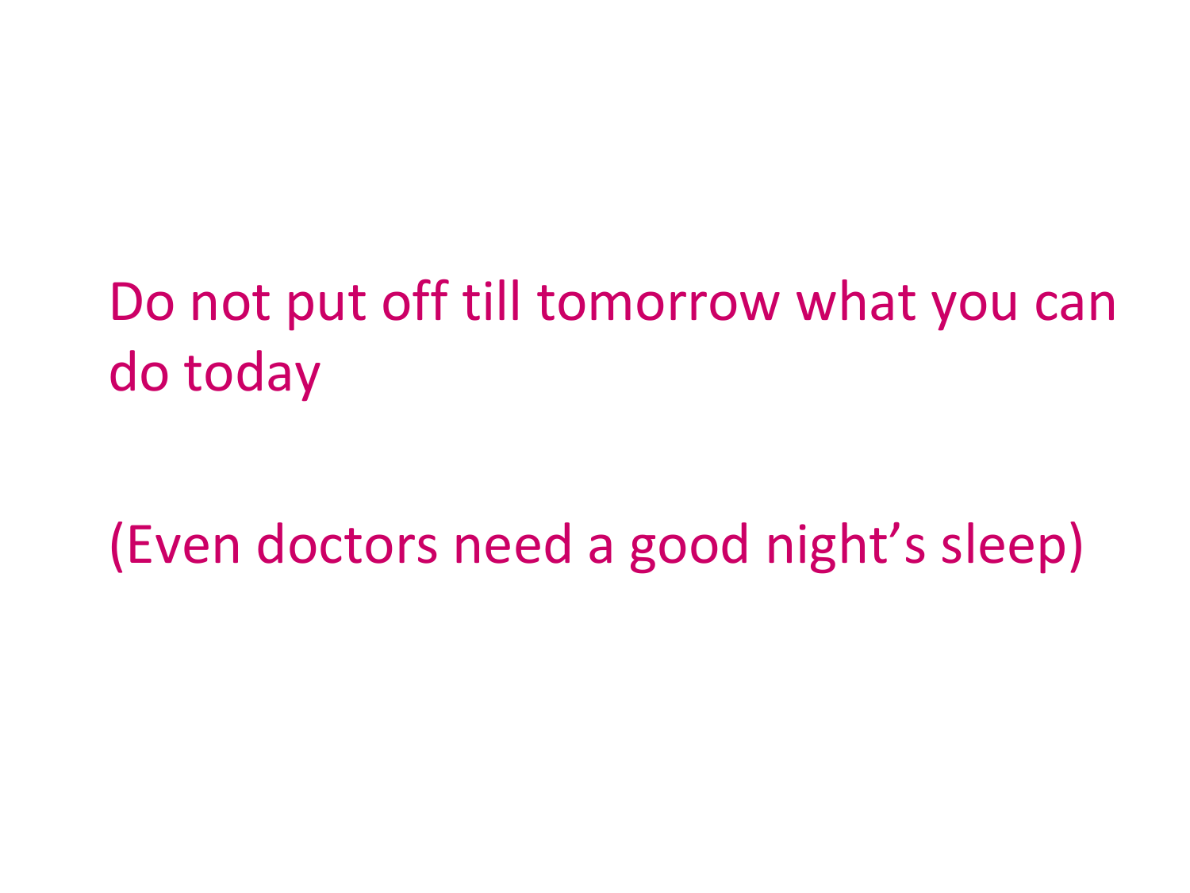Do not put off till tomorrow what you can do today

(Even doctors need a good night’s sleep)